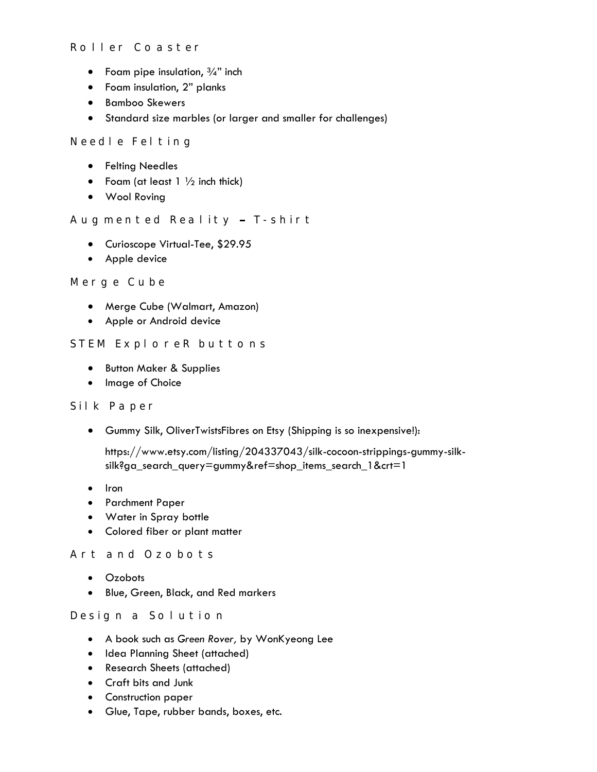## Roller Coaster

- Foam pipe insulation, ¾" inch
- Foam insulation, 2" planks
- Bamboo Skewers
- Standard size marbles (or larger and smaller for challenges)

## Needle Felting

- Felting Needles
- Foam (at least 1 ½ inch thick)
- Wool Roving

## Augmented Reality – T-shirt

- Curioscope Virtual-Tee, $29.95
- Apple device

## Merge Cube

- Merge Cube (Walmart, Amazon)
- Apple or Android device

## STEM ExploreR buttons

- Button Maker & Supplies
- Image of Choice

## Silk Paper

- Gummy Silk, OliverTwistsFibres on Etsy (Shipping is so inexpensive!):

  https://www.etsy.com/listing/204337043/silk-cocoon-strippings-gummy-silk-silk?ga_search_query=gummy&ref=shop_items_search_1&crt=1

- Iron
- Parchment Paper
- Water in Spray bottle
- Colored fiber or plant matter

## Art and Ozobots

- Ozobots
- Blue, Green, Black, and Red markers

## Design a Solution

- A book such as *Green Rover,* by WonKyeong Lee
- Idea Planning Sheet (attached)
- Research Sheets (attached)
- Craft bits and Junk
- Construction paper
- Glue, Tape, rubber bands, boxes, etc.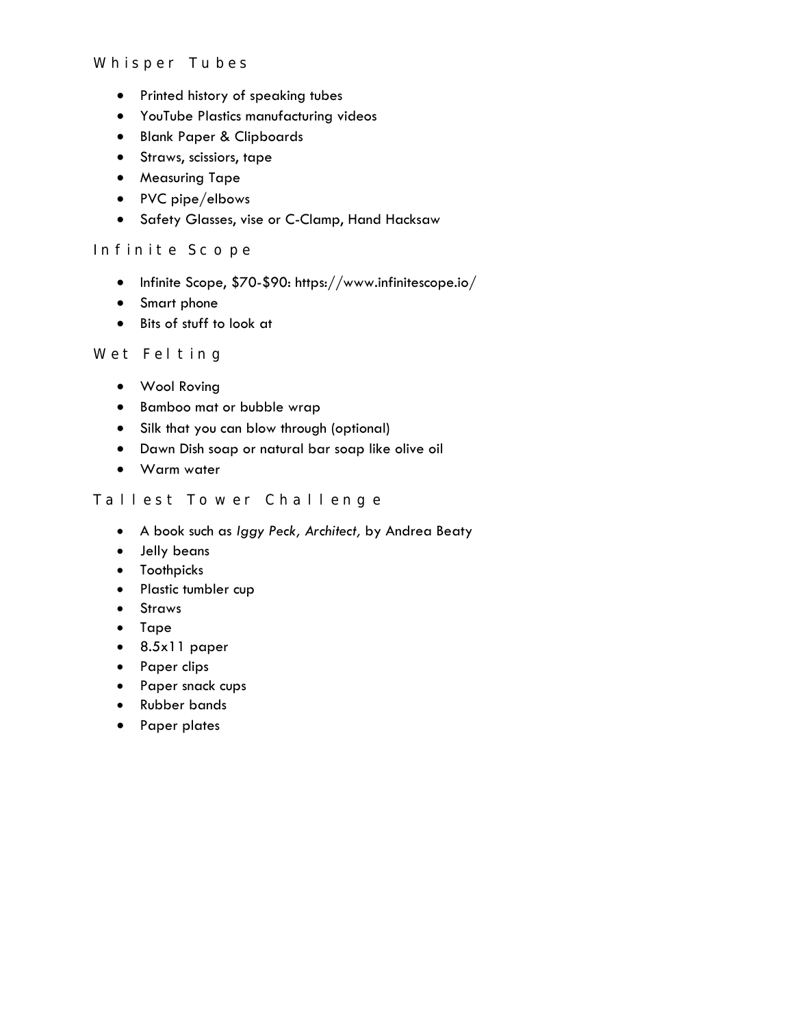## Whisper Tubes

- Printed history of speaking tubes
- YouTube Plastics manufacturing videos
- Blank Paper & Clipboards
- Straws, scissiors, tape
- Measuring Tape
- PVC pipe/elbows
- Safety Glasses, vise or C-Clamp, Hand Hacksaw

## Infinite Scope

- Infinite Scope, $70-$90: https://www.infinitescope.io/
- Smart phone
- Bits of stuff to look at

## Wet Felting

- Wool Roving
- Bamboo mat or bubble wrap
- Silk that you can blow through (optional)
- Dawn Dish soap or natural bar soap like olive oil
- Warm water

## Tallest Tower Challenge

- A book such as *Iggy Peck, Architect,* by Andrea Beaty
- Jelly beans
- Toothpicks
- Plastic tumbler cup
- Straws
- Tape
- 8.5x11 paper
- Paper clips
- Paper snack cups
- Rubber bands
- Paper plates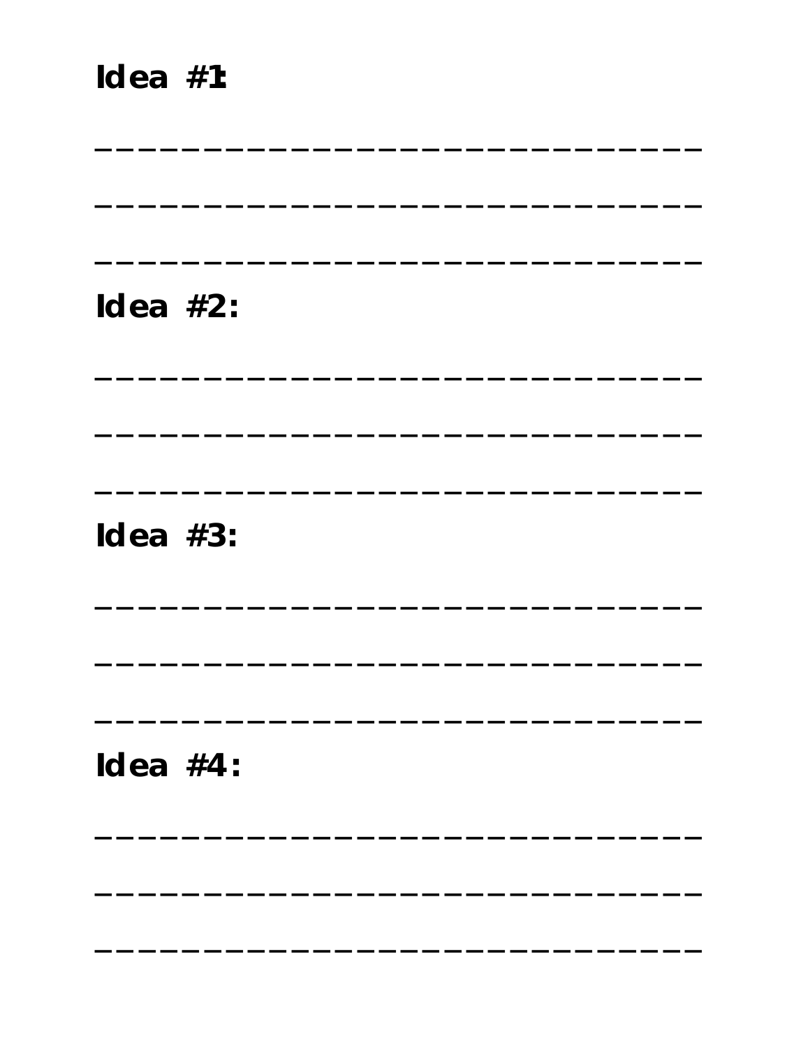**Idea #1:**

\_\_\_\_\_\_\_\_\_\_\_\_\_\_\_\_\_\_\_\_\_\_\_\_\_\_\_\_\_\_

\_\_\_\_\_\_\_\_\_\_\_\_\_\_\_\_\_\_\_\_\_\_\_\_\_\_\_\_\_\_

\_\_\_\_\_\_\_\_\_\_\_\_\_\_\_\_\_\_\_\_\_\_\_\_\_\_\_\_\_\_

**Idea #2:**

\_\_\_\_\_\_\_\_\_\_\_\_\_\_\_\_\_\_\_\_\_\_\_\_\_\_\_\_\_\_

\_\_\_\_\_\_\_\_\_\_\_\_\_\_\_\_\_\_\_\_\_\_\_\_\_\_\_\_\_\_

\_\_\_\_\_\_\_\_\_\_\_\_\_\_\_\_\_\_\_\_\_\_\_\_\_\_\_\_\_\_

**Idea #3:**

\_\_\_\_\_\_\_\_\_\_\_\_\_\_\_\_\_\_\_\_\_\_\_\_\_\_\_\_\_\_

\_\_\_\_\_\_\_\_\_\_\_\_\_\_\_\_\_\_\_\_\_\_\_\_\_\_\_\_\_\_

\_\_\_\_\_\_\_\_\_\_\_\_\_\_\_\_\_\_\_\_\_\_\_\_\_\_\_\_\_\_

**Idea #4:**

\_\_\_\_\_\_\_\_\_\_\_\_\_\_\_\_\_\_\_\_\_\_\_\_\_\_\_\_\_\_

\_\_\_\_\_\_\_\_\_\_\_\_\_\_\_\_\_\_\_\_\_\_\_\_\_\_\_\_\_\_

\_\_\_\_\_\_\_\_\_\_\_\_\_\_\_\_\_\_\_\_\_\_\_\_\_\_\_\_\_\_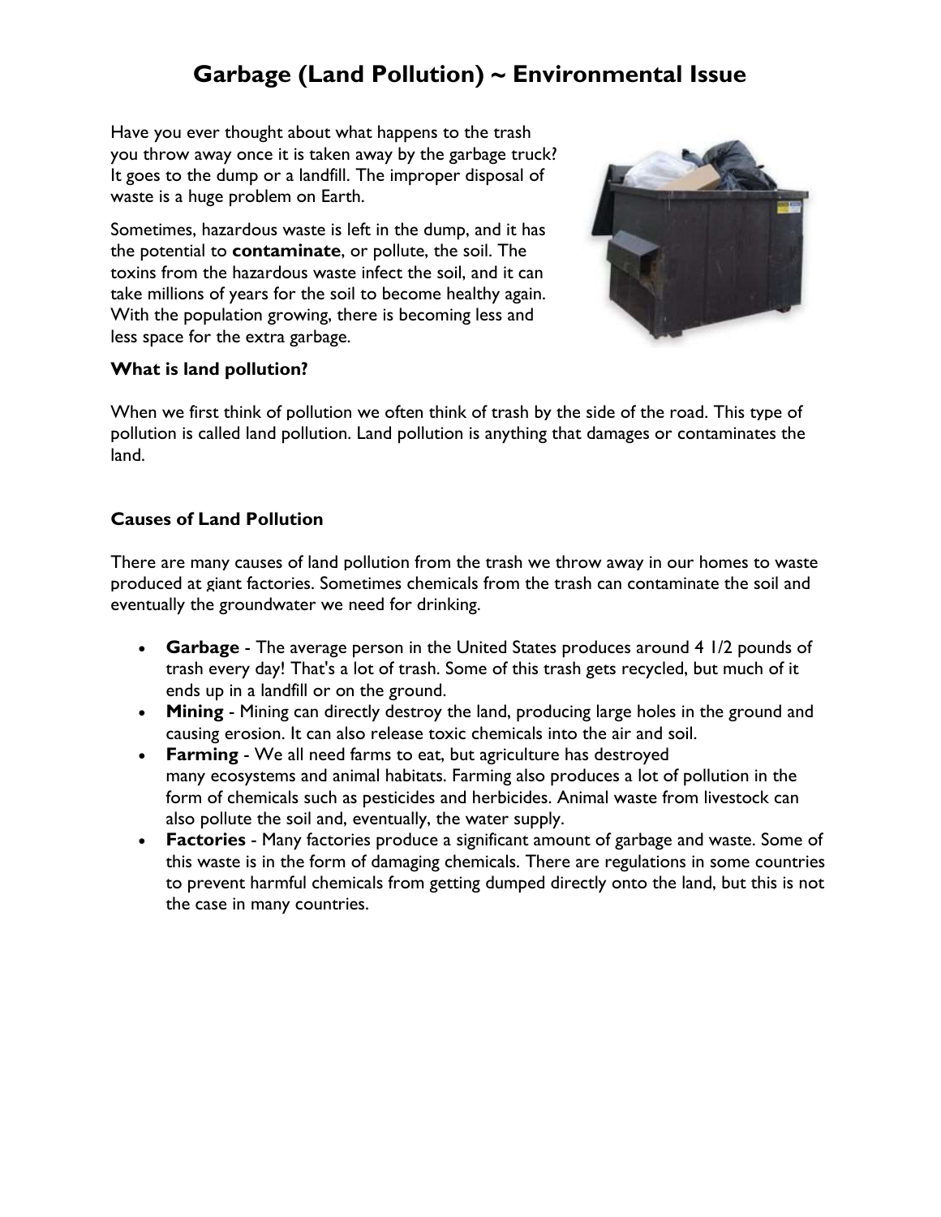# Garbage (Land Pollution) ~ Environmental Issue

Have you ever thought about what happens to the trash you throw away once it is taken away by the garbage truck? It goes to the dump or a landfill. The improper disposal of waste is a huge problem on Earth.

Sometimes, hazardous waste is left in the dump, and it has the potential to **contaminate**, or pollute, the soil. The toxins from the hazardous waste infect the soil, and it can take millions of years for the soil to become healthy again. With the population growing, there is becoming less and less space for the extra garbage.

**What is land pollution?**

When we first think of pollution we often think of trash by the side of the road. This type of pollution is called land pollution. Land pollution is anything that damages or contaminates the land.

**Causes of Land Pollution**

There are many causes of land pollution from the trash we throw away in our homes to waste produced at giant factories. Sometimes chemicals from the trash can contaminate the soil and eventually the groundwater we need for drinking.

- **Garbage** - The average person in the United States produces around 4 1/2 pounds of trash every day! That's a lot of trash. Some of this trash gets recycled, but much of it ends up in a landfill or on the ground.
- **Mining** - Mining can directly destroy the land, producing large holes in the ground and causing erosion. It can also release toxic chemicals into the air and soil.
- **Farming** - We all need farms to eat, but agriculture has destroyed many ecosystems and animal habitats. Farming also produces a lot of pollution in the form of chemicals such as pesticides and herbicides. Animal waste from livestock can also pollute the soil and, eventually, the water supply.
- **Factories** - Many factories produce a significant amount of garbage and waste. Some of this waste is in the form of damaging chemicals. There are regulations in some countries to prevent harmful chemicals from getting dumped directly onto the land, but this is not the case in many countries.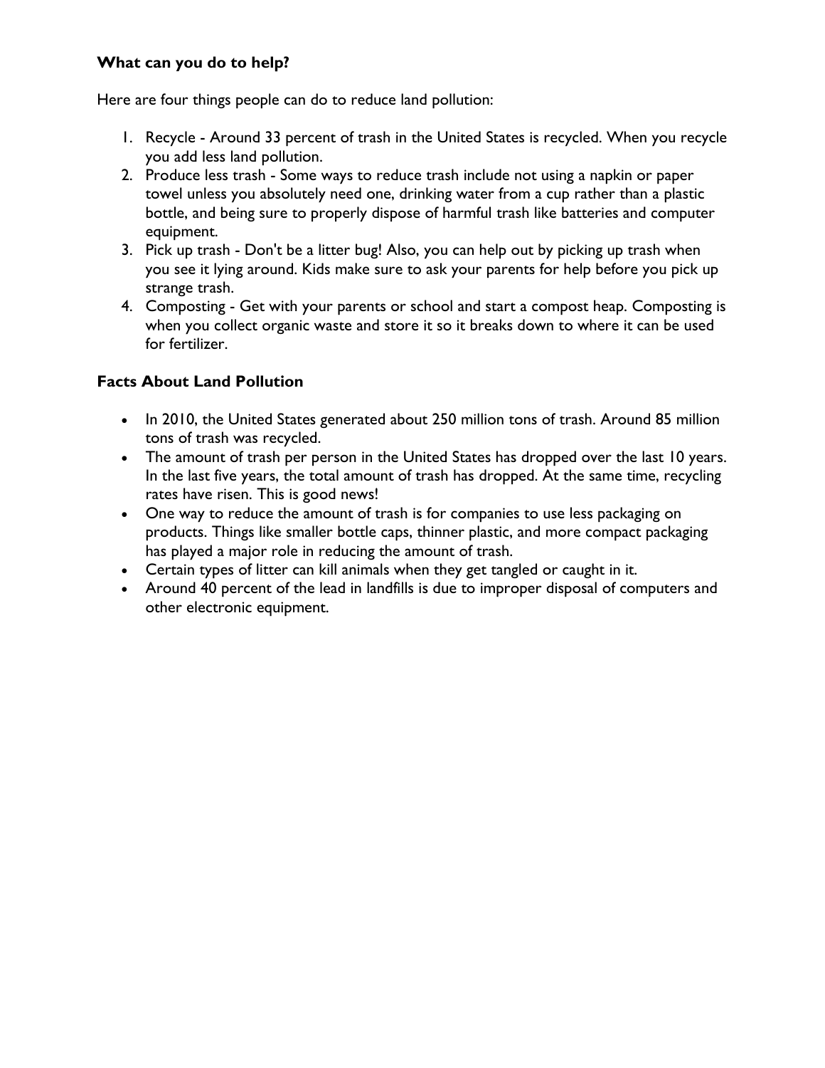**What can you do to help?**

Here are four things people can do to reduce land pollution:

1. Recycle - Around 33 percent of trash in the United States is recycled. When you recycle you add less land pollution.
2. Produce less trash - Some ways to reduce trash include not using a napkin or paper towel unless you absolutely need one, drinking water from a cup rather than a plastic bottle, and being sure to properly dispose of harmful trash like batteries and computer equipment.
3. Pick up trash - Don't be a litter bug! Also, you can help out by picking up trash when you see it lying around. Kids make sure to ask your parents for help before you pick up strange trash.
4. Composting - Get with your parents or school and start a compost heap. Composting is when you collect organic waste and store it so it breaks down to where it can be used for fertilizer.

**Facts About Land Pollution**

- In 2010, the United States generated about 250 million tons of trash. Around 85 million tons of trash was recycled.
- The amount of trash per person in the United States has dropped over the last 10 years. In the last five years, the total amount of trash has dropped. At the same time, recycling rates have risen. This is good news!
- One way to reduce the amount of trash is for companies to use less packaging on products. Things like smaller bottle caps, thinner plastic, and more compact packaging has played a major role in reducing the amount of trash.
- Certain types of litter can kill animals when they get tangled or caught in it.
- Around 40 percent of the lead in landfills is due to improper disposal of computers and other electronic equipment.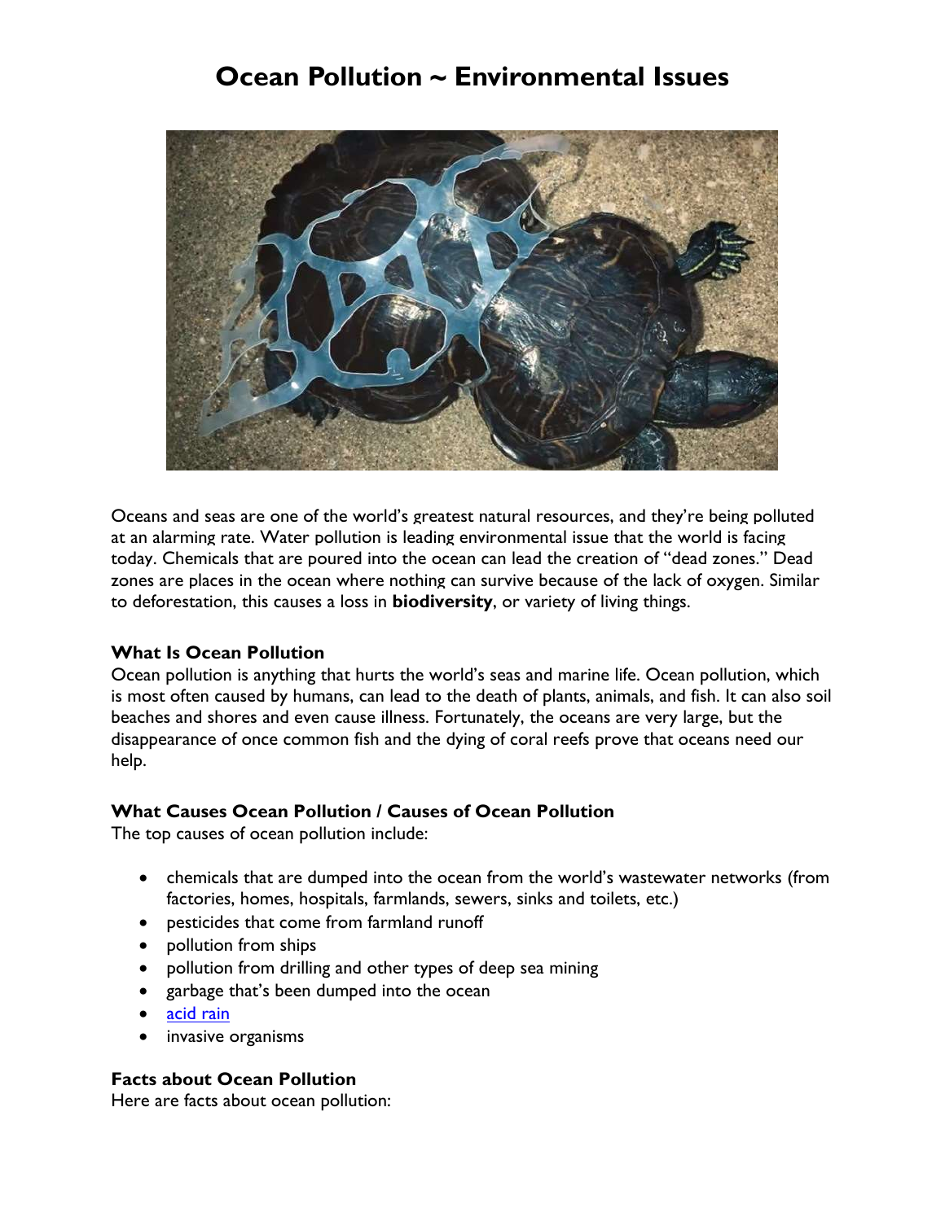# Ocean Pollution ~ Environmental Issues

Oceans and seas are one of the world's greatest natural resources, and they're being polluted at an alarming rate. Water pollution is leading environmental issue that the world is facing today. Chemicals that are poured into the ocean can lead the creation of "dead zones." Dead zones are places in the ocean where nothing can survive because of the lack of oxygen. Similar to deforestation, this causes a loss in **biodiversity**, or variety of living things.

### What Is Ocean Pollution

Ocean pollution is anything that hurts the world's seas and marine life. Ocean pollution, which is most often caused by humans, can lead to the death of plants, animals, and fish. It can also soil beaches and shores and even cause illness. Fortunately, the oceans are very large, but the disappearance of once common fish and the dying of coral reefs prove that oceans need our help.

### What Causes Ocean Pollution / Causes of Ocean Pollution

The top causes of ocean pollution include:

- chemicals that are dumped into the ocean from the world's wastewater networks (from factories, homes, hospitals, farmlands, sewers, sinks and toilets, etc.)
- pesticides that come from farmland runoff
- pollution from ships
- pollution from drilling and other types of deep sea mining
- garbage that's been dumped into the ocean
- acid rain
- invasive organisms

### Facts about Ocean Pollution

Here are facts about ocean pollution: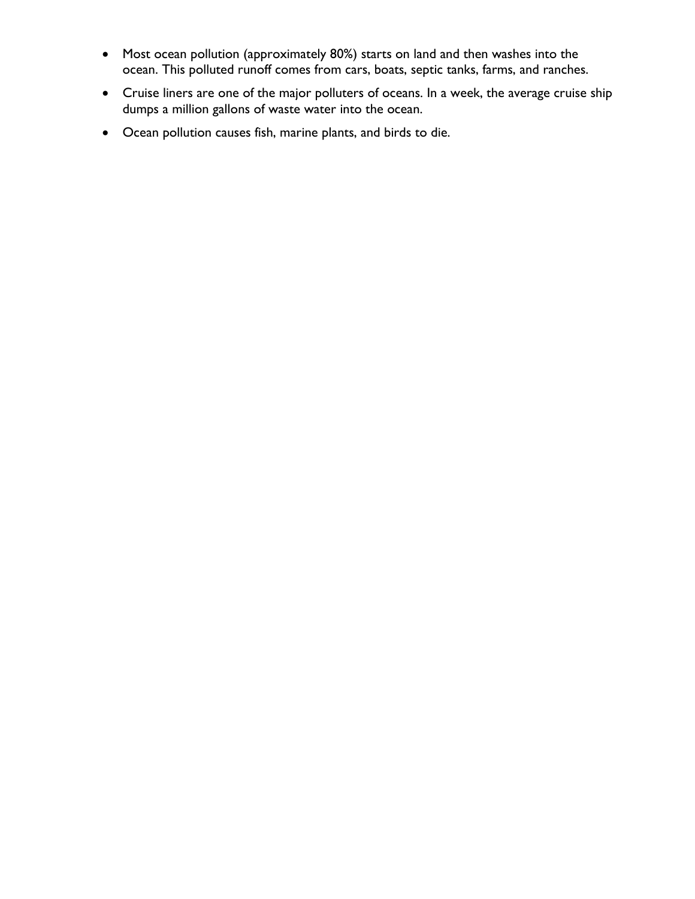- Most ocean pollution (approximately 80%) starts on land and then washes into the ocean. This polluted runoff comes from cars, boats, septic tanks, farms, and ranches.
- Cruise liners are one of the major polluters of oceans. In a week, the average cruise ship dumps a million gallons of waste water into the ocean.
- Ocean pollution causes fish, marine plants, and birds to die.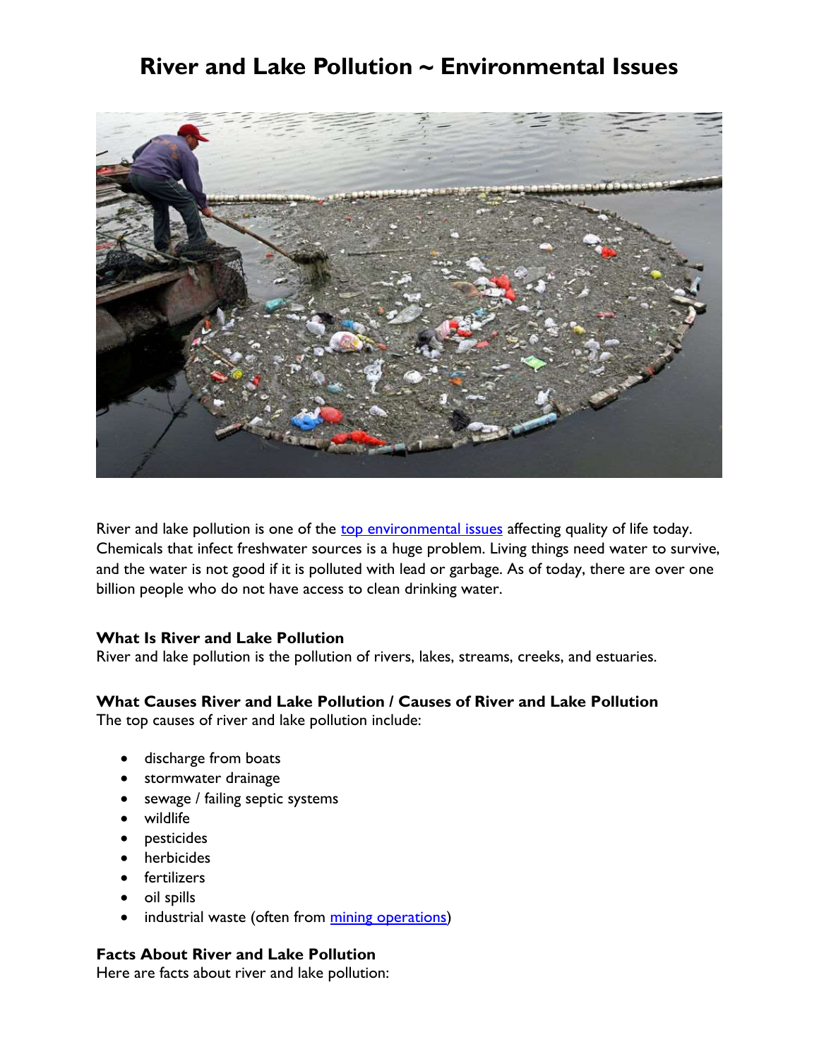# River and Lake Pollution ~ Environmental Issues

River and lake pollution is one of the [top environmental issues]() affecting quality of life today. Chemicals that infect freshwater sources is a huge problem. Living things need water to survive, and the water is not good if it is polluted with lead or garbage. As of today, there are over one billion people who do not have access to clean drinking water.

**What Is River and Lake Pollution**

River and lake pollution is the pollution of rivers, lakes, streams, creeks, and estuaries.

**What Causes River and Lake Pollution / Causes of River and Lake Pollution**

The top causes of river and lake pollution include:

- discharge from boats
- stormwater drainage
- sewage / failing septic systems
- wildlife
- pesticides
- herbicides
- fertilizers
- oil spills
- industrial waste (often from [mining operations]())

**Facts About River and Lake Pollution**

Here are facts about river and lake pollution: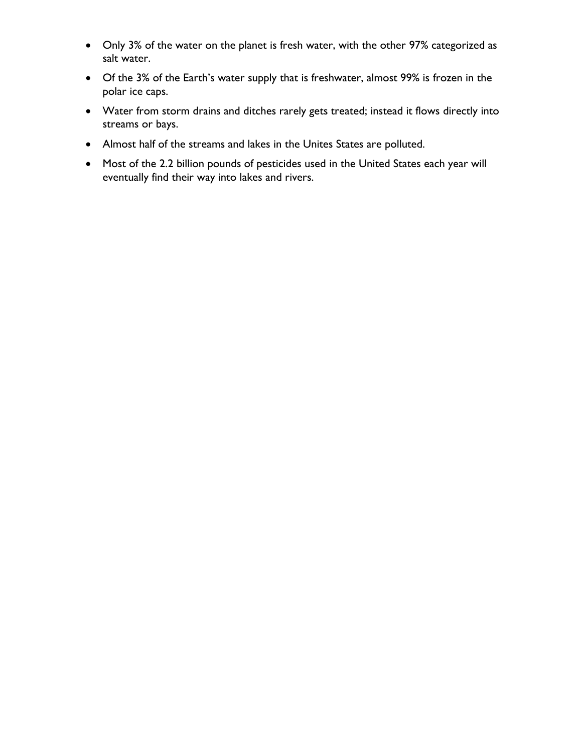- Only 3% of the water on the planet is fresh water, with the other 97% categorized as salt water.
- Of the 3% of the Earth's water supply that is freshwater, almost 99% is frozen in the polar ice caps.
- Water from storm drains and ditches rarely gets treated; instead it flows directly into streams or bays.
- Almost half of the streams and lakes in the Unites States are polluted.
- Most of the 2.2 billion pounds of pesticides used in the United States each year will eventually find their way into lakes and rivers.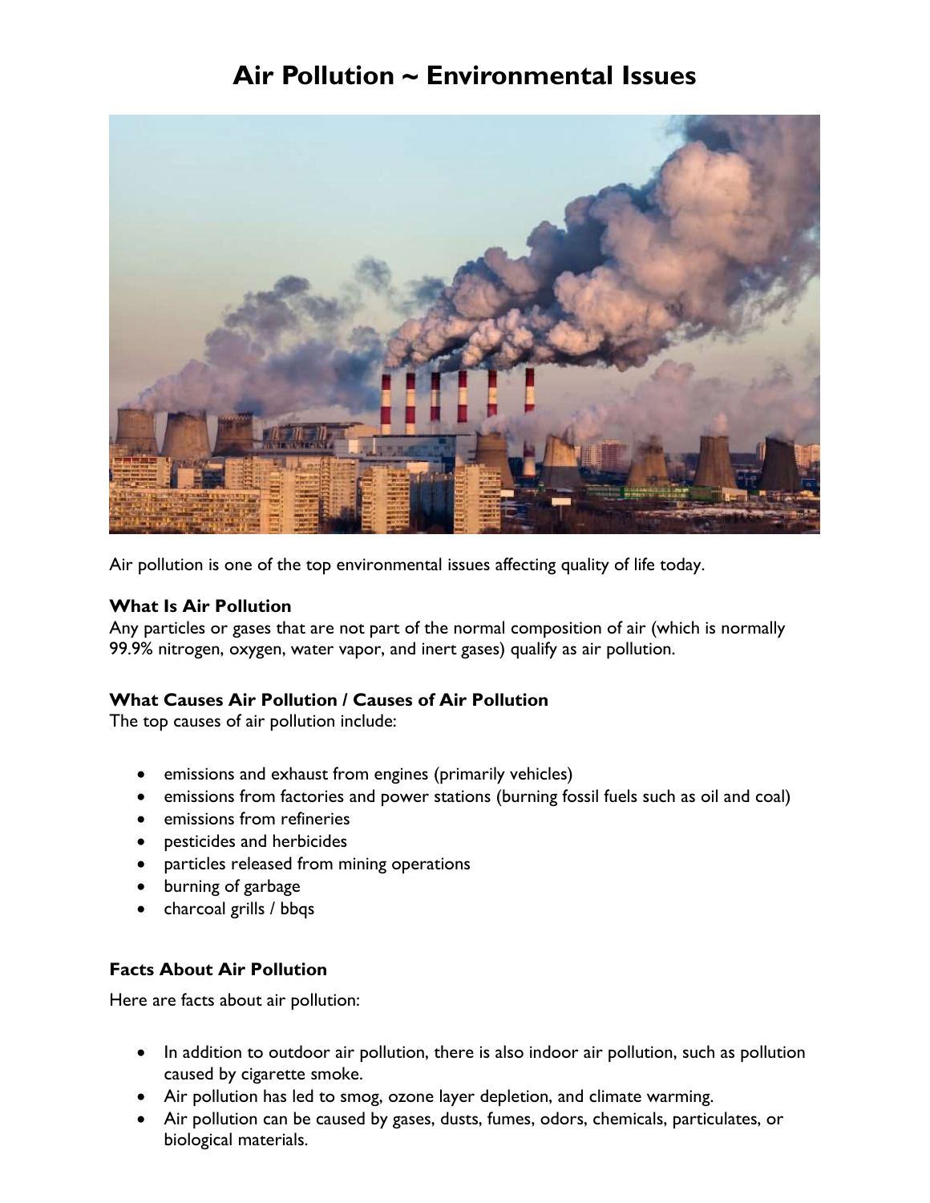# Air Pollution ~ Environmental Issues

Air pollution is one of the top environmental issues affecting quality of life today.

### What Is Air Pollution

Any particles or gases that are not part of the normal composition of air (which is normally 99.9% nitrogen, oxygen, water vapor, and inert gases) qualify as air pollution.

### What Causes Air Pollution / Causes of Air Pollution

The top causes of air pollution include:

- emissions and exhaust from engines (primarily vehicles)
- emissions from factories and power stations (burning fossil fuels such as oil and coal)
- emissions from refineries
- pesticides and herbicides
- particles released from mining operations
- burning of garbage
- charcoal grills / bbqs

### Facts About Air Pollution

Here are facts about air pollution:

- In addition to outdoor air pollution, there is also indoor air pollution, such as pollution caused by cigarette smoke.
- Air pollution has led to smog, ozone layer depletion, and climate warming.
- Air pollution can be caused by gases, dusts, fumes, odors, chemicals, particulates, or biological materials.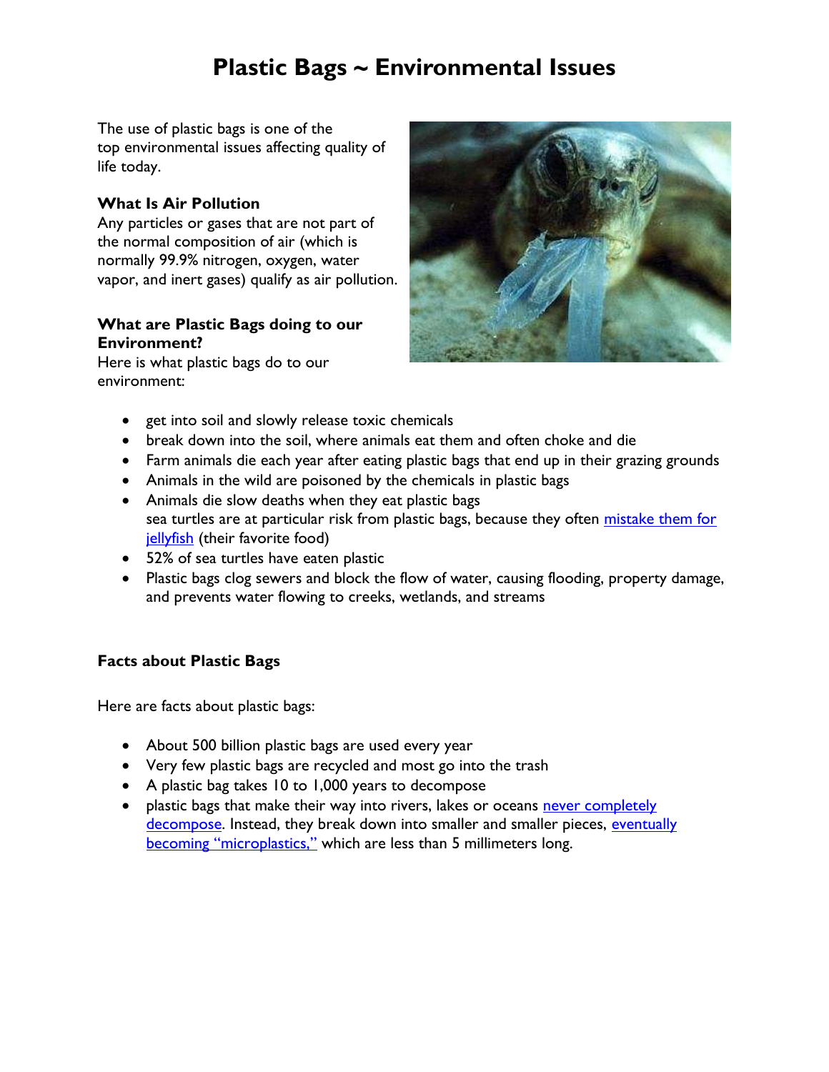# Plastic Bags ~ Environmental Issues

The use of plastic bags is one of the top environmental issues affecting quality of life today.

**What Is Air Pollution**

Any particles or gases that are not part of the normal composition of air (which is normally 99.9% nitrogen, oxygen, water vapor, and inert gases) qualify as air pollution.

**What are Plastic Bags doing to our Environment?**

Here is what plastic bags do to our environment:

- get into soil and slowly release toxic chemicals
- break down into the soil, where animals eat them and often choke and die
- Farm animals die each year after eating plastic bags that end up in their grazing grounds
- Animals in the wild are poisoned by the chemicals in plastic bags
- Animals die slow deaths when they eat plastic bags
  sea turtles are at particular risk from plastic bags, because they often mistake them for jellyfish (their favorite food)
- 52% of sea turtles have eaten plastic
- Plastic bags clog sewers and block the flow of water, causing flooding, property damage, and prevents water flowing to creeks, wetlands, and streams

**Facts about Plastic Bags**

Here are facts about plastic bags:

- About 500 billion plastic bags are used every year
- Very few plastic bags are recycled and most go into the trash
- A plastic bag takes 10 to 1,000 years to decompose
- plastic bags that make their way into rivers, lakes or oceans never completely decompose. Instead, they break down into smaller and smaller pieces, eventually becoming "microplastics," which are less than 5 millimeters long.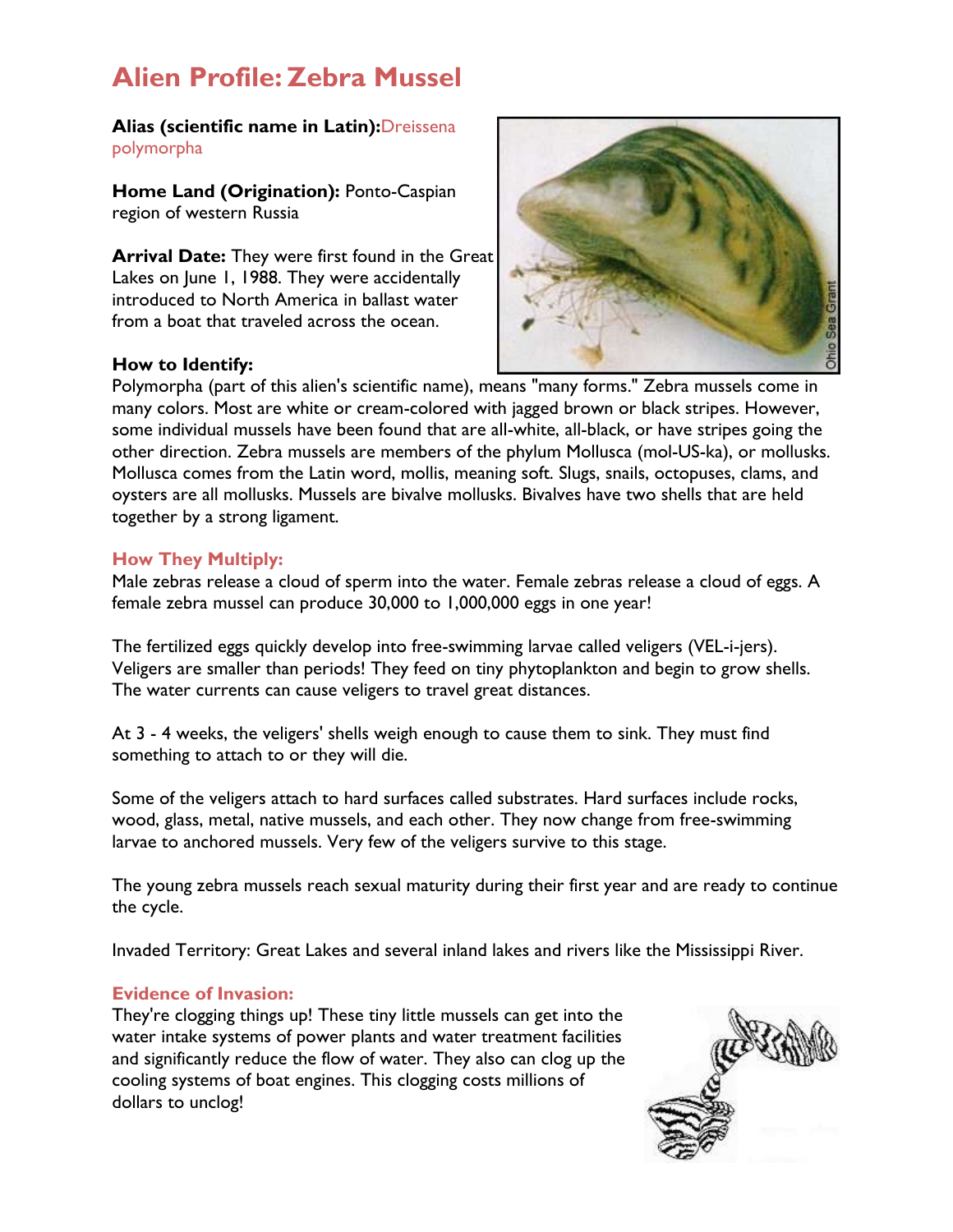# Alien Profile: Zebra Mussel

**Alias (scientific name in Latin):** Dreissena polymorpha

**Home Land (Origination):** Ponto-Caspian region of western Russia

**Arrival Date:** They were first found in the Great Lakes on June 1, 1988. They were accidentally introduced to North America in ballast water from a boat that traveled across the ocean.

**How to Identify:**
Polymorpha (part of this alien's scientific name), means "many forms." Zebra mussels come in many colors. Most are white or cream-colored with jagged brown or black stripes. However, some individual mussels have been found that are all-white, all-black, or have stripes going the other direction. Zebra mussels are members of the phylum Mollusca (mol-US-ka), or mollusks. Mollusca comes from the Latin word, mollis, meaning soft. Slugs, snails, octopuses, clams, and oysters are all mollusks. Mussels are bivalve mollusks. Bivalves have two shells that are held together by a strong ligament.

## How They Multiply:

Male zebras release a cloud of sperm into the water. Female zebras release a cloud of eggs. A female zebra mussel can produce 30,000 to 1,000,000 eggs in one year!

The fertilized eggs quickly develop into free-swimming larvae called veligers (VEL-i-jers). Veligers are smaller than periods! They feed on tiny phytoplankton and begin to grow shells. The water currents can cause veligers to travel great distances.

At 3 - 4 weeks, the veligers' shells weigh enough to cause them to sink. They must find something to attach to or they will die.

Some of the veligers attach to hard surfaces called substrates. Hard surfaces include rocks, wood, glass, metal, native mussels, and each other. They now change from free-swimming larvae to anchored mussels. Very few of the veligers survive to this stage.

The young zebra mussels reach sexual maturity during their first year and are ready to continue the cycle.

Invaded Territory: Great Lakes and several inland lakes and rivers like the Mississippi River.

## Evidence of Invasion:

They're clogging things up! These tiny little mussels can get into the water intake systems of power plants and water treatment facilities and significantly reduce the flow of water. They also can clog up the cooling systems of boat engines. This clogging costs millions of dollars to unclog!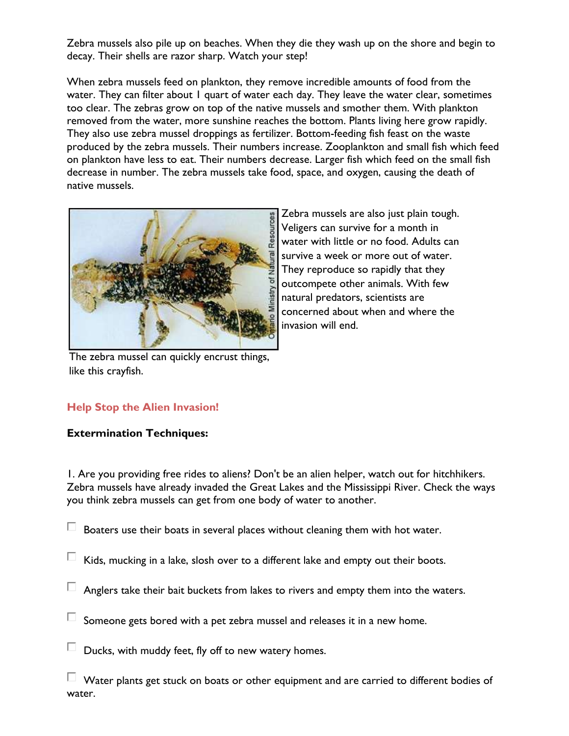Zebra mussels also pile up on beaches. When they die they wash up on the shore and begin to decay. Their shells are razor sharp. Watch your step!

When zebra mussels feed on plankton, they remove incredible amounts of food from the water. They can filter about 1 quart of water each day. They leave the water clear, sometimes too clear. The zebras grow on top of the native mussels and smother them. With plankton removed from the water, more sunshine reaches the bottom. Plants living here grow rapidly. They also use zebra mussel droppings as fertilizer. Bottom-feeding fish feast on the waste produced by the zebra mussels. Their numbers increase. Zooplankton and small fish which feed on plankton have less to eat. Their numbers decrease. Larger fish which feed on the small fish decrease in number. The zebra mussels take food, space, and oxygen, causing the death of native mussels.

Zebra mussels are also just plain tough. Veligers can survive for a month in water with little or no food. Adults can survive a week or more out of water. They reproduce so rapidly that they outcompete other animals. With few natural predators, scientists are concerned about when and where the invasion will end.

The zebra mussel can quickly encrust things, like this crayfish.

## Help Stop the Alien Invasion!

**Extermination Techniques:**

1. Are you providing free rides to aliens? Don't be an alien helper, watch out for hitchhikers. Zebra mussels have already invaded the Great Lakes and the Mississippi River. Check the ways you think zebra mussels can get from one body of water to another.

- [ ] Boaters use their boats in several places without cleaning them with hot water.
- [ ] Kids, mucking in a lake, slosh over to a different lake and empty out their boots.
- [ ] Anglers take their bait buckets from lakes to rivers and empty them into the waters.
- [ ] Someone gets bored with a pet zebra mussel and releases it in a new home.
- [ ] Ducks, with muddy feet, fly off to new watery homes.
- [ ] Water plants get stuck on boats or other equipment and are carried to different bodies of water.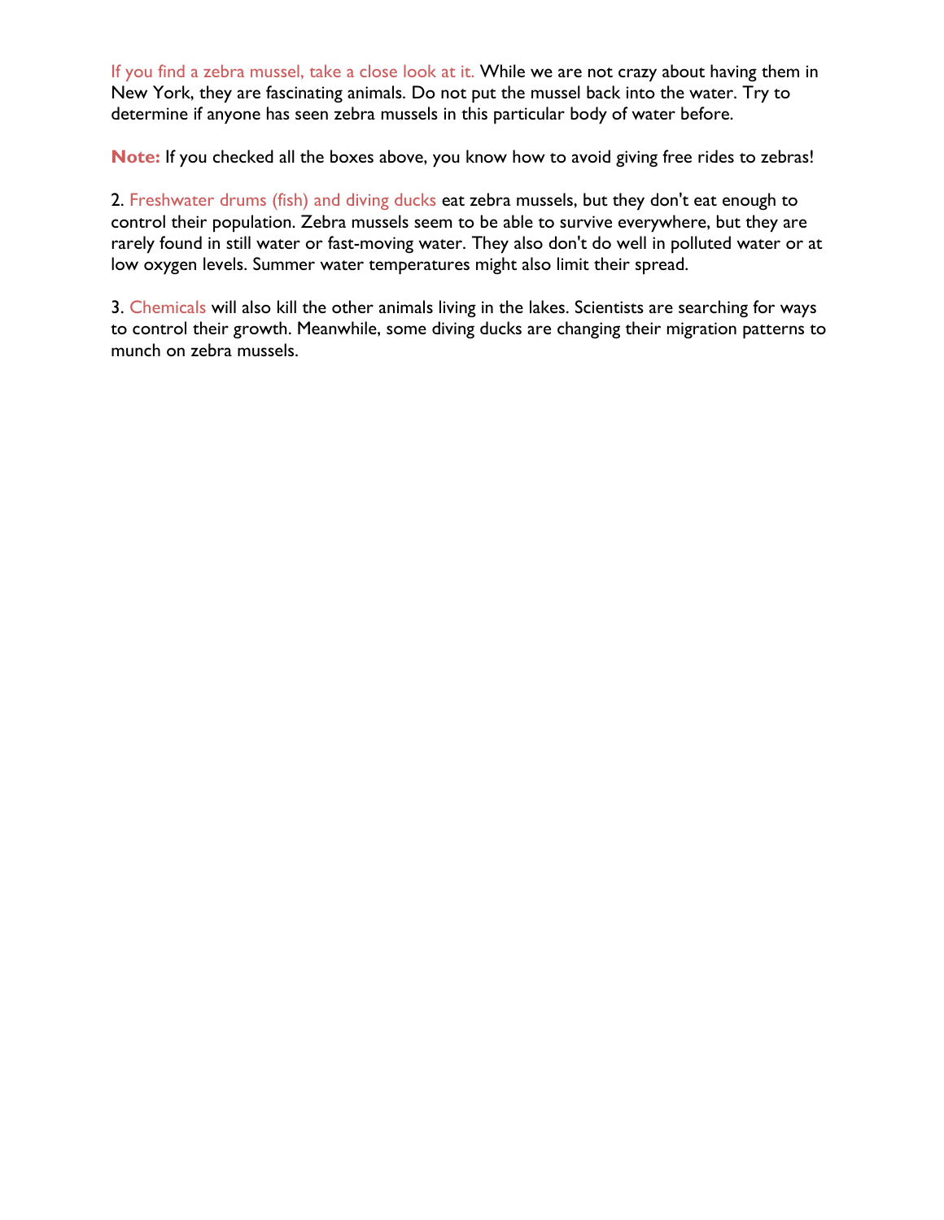If you find a zebra mussel, take a close look at it. While we are not crazy about having them in New York, they are fascinating animals. Do not put the mussel back into the water. Try to determine if anyone has seen zebra mussels in this particular body of water before.

**Note:** If you checked all the boxes above, you know how to avoid giving free rides to zebras!

2. Freshwater drums (fish) and diving ducks eat zebra mussels, but they don't eat enough to control their population. Zebra mussels seem to be able to survive everywhere, but they are rarely found in still water or fast-moving water. They also don't do well in polluted water or at low oxygen levels. Summer water temperatures might also limit their spread.

3. Chemicals will also kill the other animals living in the lakes. Scientists are searching for ways to control their growth. Meanwhile, some diving ducks are changing their migration patterns to munch on zebra mussels.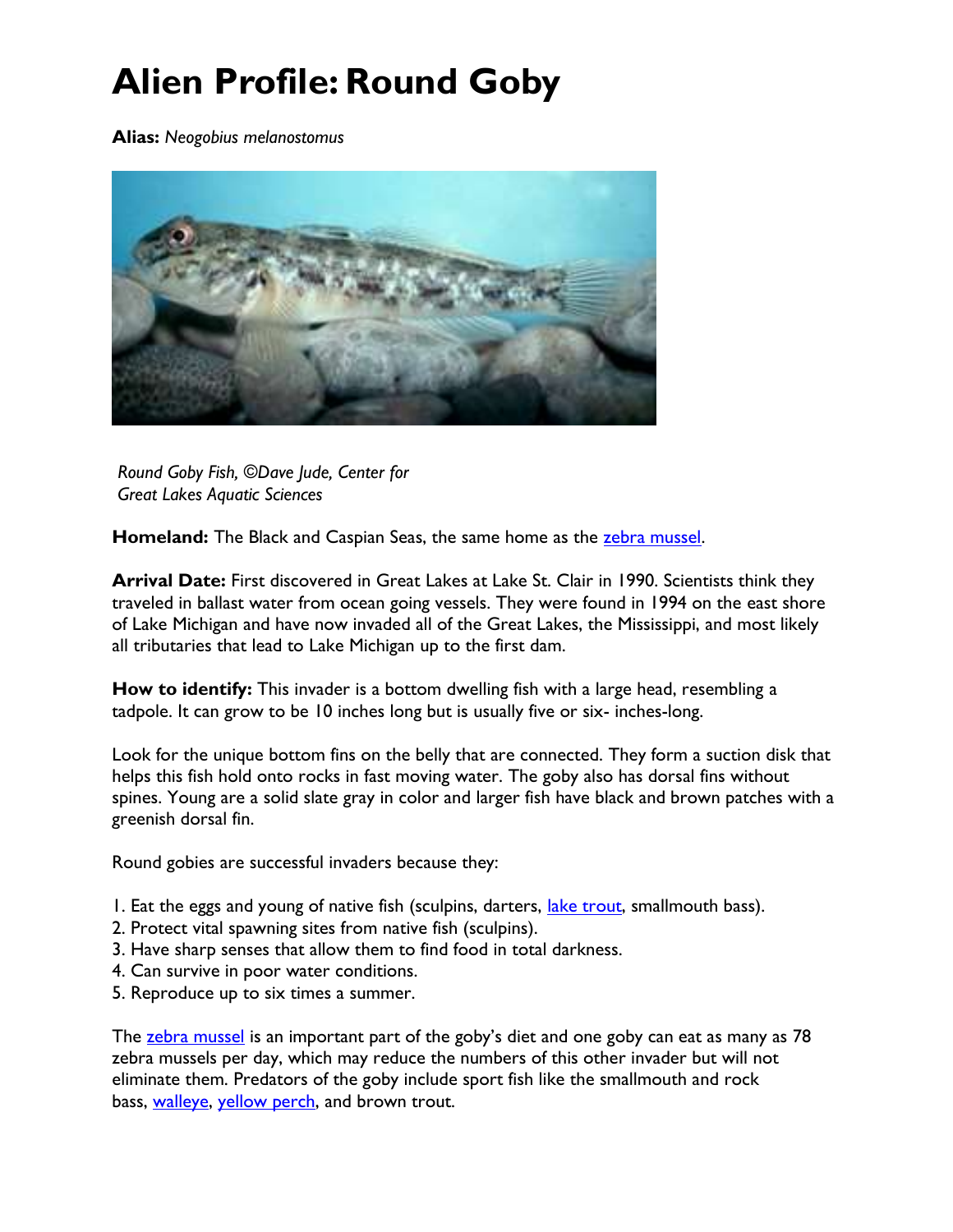# Alien Profile: Round Goby

**Alias:** *Neogobius melanostomus*

*Round Goby Fish, ©Dave Jude, Center for Great Lakes Aquatic Sciences*

**Homeland:** The Black and Caspian Seas, the same home as the zebra mussel.

**Arrival Date:** First discovered in Great Lakes at Lake St. Clair in 1990. Scientists think they traveled in ballast water from ocean going vessels. They were found in 1994 on the east shore of Lake Michigan and have now invaded all of the Great Lakes, the Mississippi, and most likely all tributaries that lead to Lake Michigan up to the first dam.

**How to identify:** This invader is a bottom dwelling fish with a large head, resembling a tadpole. It can grow to be 10 inches long but is usually five or six- inches-long.

Look for the unique bottom fins on the belly that are connected. They form a suction disk that helps this fish hold onto rocks in fast moving water. The goby also has dorsal fins without spines. Young are a solid slate gray in color and larger fish have black and brown patches with a greenish dorsal fin.

Round gobies are successful invaders because they:

1. Eat the eggs and young of native fish (sculpins, darters, lake trout, smallmouth bass).
2. Protect vital spawning sites from native fish (sculpins).
3. Have sharp senses that allow them to find food in total darkness.
4. Can survive in poor water conditions.
5. Reproduce up to six times a summer.

The zebra mussel is an important part of the goby's diet and one goby can eat as many as 78 zebra mussels per day, which may reduce the numbers of this other invader but will not eliminate them. Predators of the goby include sport fish like the smallmouth and rock bass, walleye, yellow perch, and brown trout.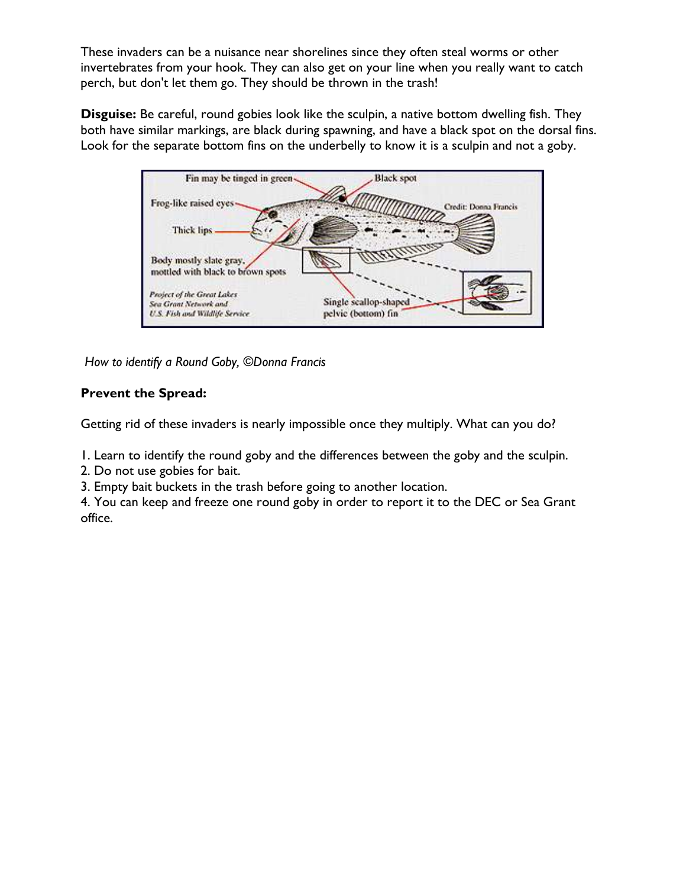These invaders can be a nuisance near shorelines since they often steal worms or other invertebrates from your hook. They can also get on your line when you really want to catch perch, but don't let them go. They should be thrown in the trash!

**Disguise:** Be careful, round gobies look like the sculpin, a native bottom dwelling fish. They both have similar markings, are black during spawning, and have a black spot on the dorsal fins. Look for the separate bottom fins on the underbelly to know it is a sculpin and not a goby.

Fin may be tinged in green

Black spot

Frog-like raised eyes

Credit: Donna Francis

Thick lips

Body mostly slate gray, mottled with black to brown spots

Project of the Great Lakes Sea Grant Network and U.S. Fish and Wildlife Service

Single scallop-shaped pelvic (bottom) fin

*How to identify a Round Goby, ©Donna Francis*

**Prevent the Spread:**

Getting rid of these invaders is nearly impossible once they multiply. What can you do?

1. Learn to identify the round goby and the differences between the goby and the sculpin.
2. Do not use gobies for bait.
3. Empty bait buckets in the trash before going to another location.
4. You can keep and freeze one round goby in order to report it to the DEC or Sea Grant office.